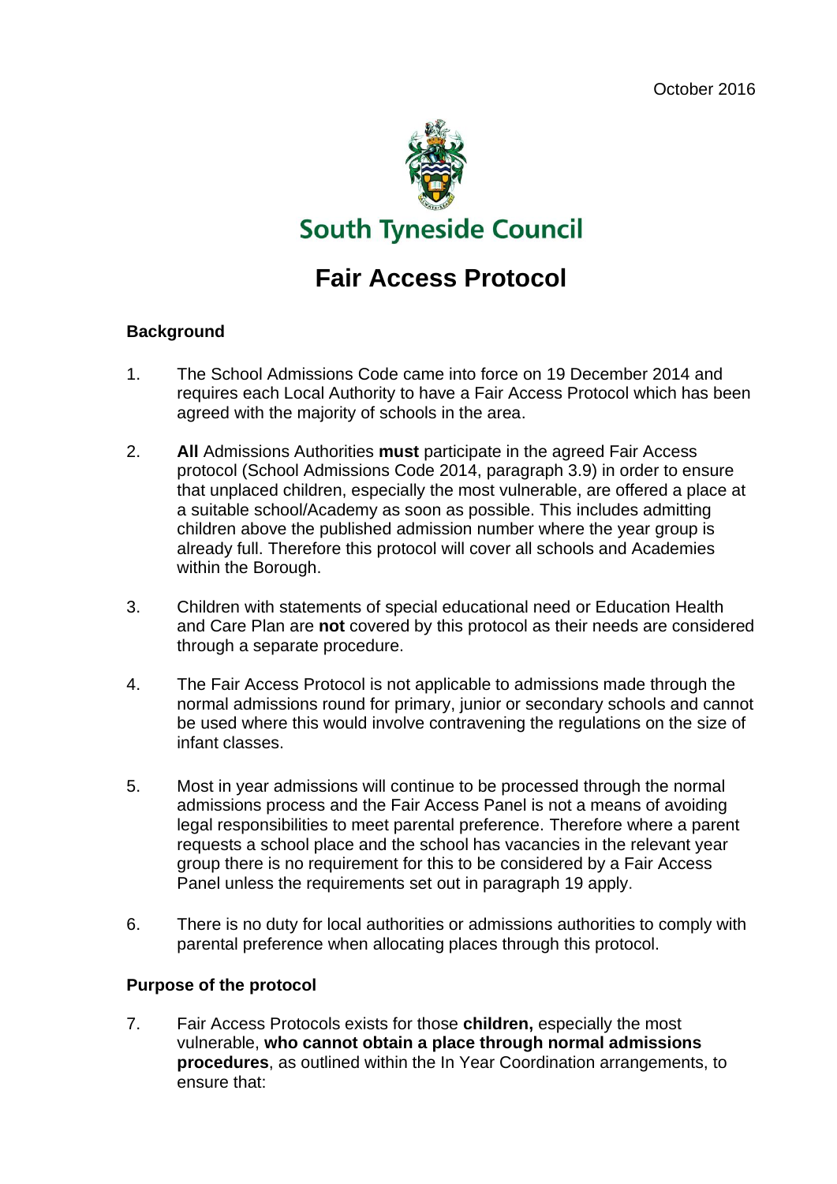October 2016

South Tyneside Council

# Fair Access Protocol

## Background

1. The School Admissions Code came into force on 19 December 2014 and requires each Local Authority to have a Fair Access Protocol which has been agreed with the majority of schools in the area.

2. **All** Admissions Authorities **must** participate in the agreed Fair Access protocol (School Admissions Code 2014, paragraph 3.9) in order to ensure that unplaced children, especially the most vulnerable, are offered a place at a suitable school/Academy as soon as possible. This includes admitting children above the published admission number where the year group is already full. Therefore this protocol will cover all schools and Academies within the Borough.

3. Children with statements of special educational need or Education Health and Care Plan are **not** covered by this protocol as their needs are considered through a separate procedure.

4. The Fair Access Protocol is not applicable to admissions made through the normal admissions round for primary, junior or secondary schools and cannot be used where this would involve contravening the regulations on the size of infant classes.

5. Most in year admissions will continue to be processed through the normal admissions process and the Fair Access Panel is not a means of avoiding legal responsibilities to meet parental preference. Therefore where a parent requests a school place and the school has vacancies in the relevant year group there is no requirement for this to be considered by a Fair Access Panel unless the requirements set out in paragraph 19 apply.

6. There is no duty for local authorities or admissions authorities to comply with parental preference when allocating places through this protocol.

## Purpose of the protocol

7. Fair Access Protocols exists for those **children,** especially the most vulnerable, **who cannot obtain a place through normal admissions procedures**, as outlined within the In Year Coordination arrangements, to ensure that: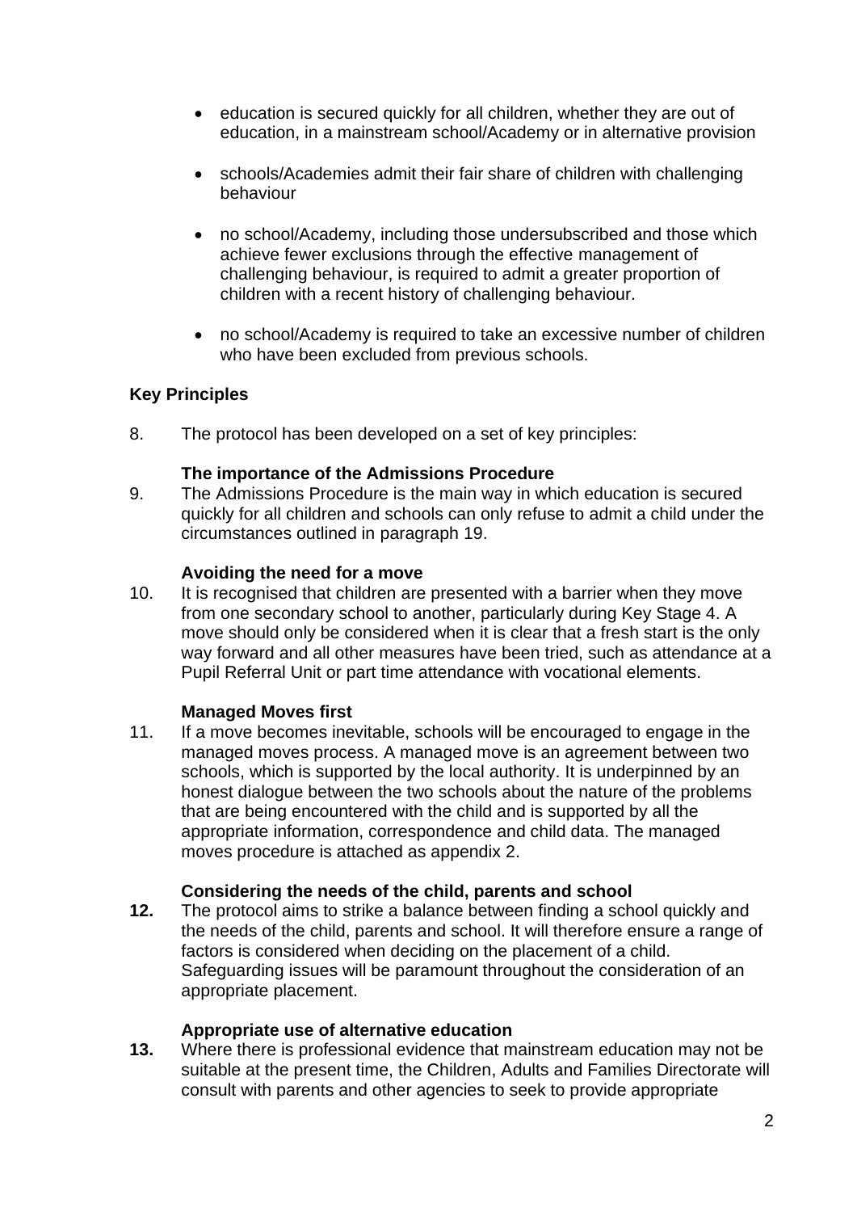- education is secured quickly for all children, whether they are out of education, in a mainstream school/Academy or in alternative provision

- schools/Academies admit their fair share of children with challenging behaviour

- no school/Academy, including those undersubscribed and those which achieve fewer exclusions through the effective management of challenging behaviour, is required to admit a greater proportion of children with a recent history of challenging behaviour.

- no school/Academy is required to take an excessive number of children who have been excluded from previous schools.

## Key Principles

8. The protocol has been developed on a set of key principles:

**The importance of the Admissions Procedure**

9. The Admissions Procedure is the main way in which education is secured quickly for all children and schools can only refuse to admit a child under the circumstances outlined in paragraph 19.

**Avoiding the need for a move**

10. It is recognised that children are presented with a barrier when they move from one secondary school to another, particularly during Key Stage 4. A move should only be considered when it is clear that a fresh start is the only way forward and all other measures have been tried, such as attendance at a Pupil Referral Unit or part time attendance with vocational elements.

**Managed Moves first**

11. If a move becomes inevitable, schools will be encouraged to engage in the managed moves process. A managed move is an agreement between two schools, which is supported by the local authority. It is underpinned by an honest dialogue between the two schools about the nature of the problems that are being encountered with the child and is supported by all the appropriate information, correspondence and child data. The managed moves procedure is attached as appendix 2.

**Considering the needs of the child, parents and school**

**12.** The protocol aims to strike a balance between finding a school quickly and the needs of the child, parents and school. It will therefore ensure a range of factors is considered when deciding on the placement of a child. Safeguarding issues will be paramount throughout the consideration of an appropriate placement.

**Appropriate use of alternative education**

**13.** Where there is professional evidence that mainstream education may not be suitable at the present time, the Children, Adults and Families Directorate will consult with parents and other agencies to seek to provide appropriate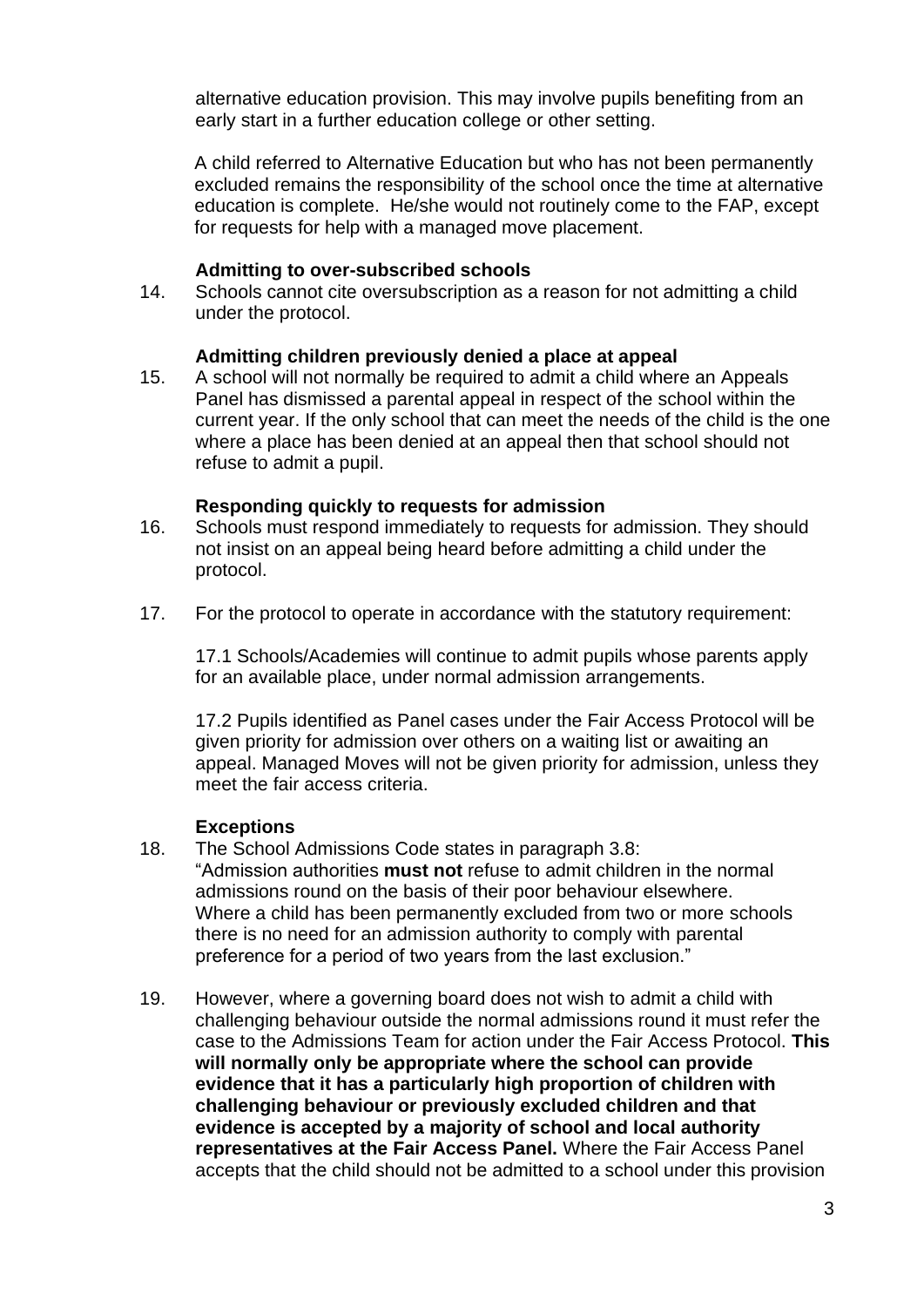alternative education provision. This may involve pupils benefiting from an early start in a further education college or other setting.

A child referred to Alternative Education but who has not been permanently excluded remains the responsibility of the school once the time at alternative education is complete. He/she would not routinely come to the FAP, except for requests for help with a managed move placement.

**Admitting to over-subscribed schools**

14. Schools cannot cite oversubscription as a reason for not admitting a child under the protocol.

**Admitting children previously denied a place at appeal**

15. A school will not normally be required to admit a child where an Appeals Panel has dismissed a parental appeal in respect of the school within the current year. If the only school that can meet the needs of the child is the one where a place has been denied at an appeal then that school should not refuse to admit a pupil.

**Responding quickly to requests for admission**

16. Schools must respond immediately to requests for admission. They should not insist on an appeal being heard before admitting a child under the protocol.

17. For the protocol to operate in accordance with the statutory requirement:

    17.1 Schools/Academies will continue to admit pupils whose parents apply for an available place, under normal admission arrangements.

    17.2 Pupils identified as Panel cases under the Fair Access Protocol will be given priority for admission over others on a waiting list or awaiting an appeal. Managed Moves will not be given priority for admission, unless they meet the fair access criteria.

**Exceptions**

18. The School Admissions Code states in paragraph 3.8:
    "Admission authorities **must not** refuse to admit children in the normal admissions round on the basis of their poor behaviour elsewhere. Where a child has been permanently excluded from two or more schools there is no need for an admission authority to comply with parental preference for a period of two years from the last exclusion."

19. However, where a governing board does not wish to admit a child with challenging behaviour outside the normal admissions round it must refer the case to the Admissions Team for action under the Fair Access Protocol. **This will normally only be appropriate where the school can provide evidence that it has a particularly high proportion of children with challenging behaviour or previously excluded children and that evidence is accepted by a majority of school and local authority representatives at the Fair Access Panel.** Where the Fair Access Panel accepts that the child should not be admitted to a school under this provision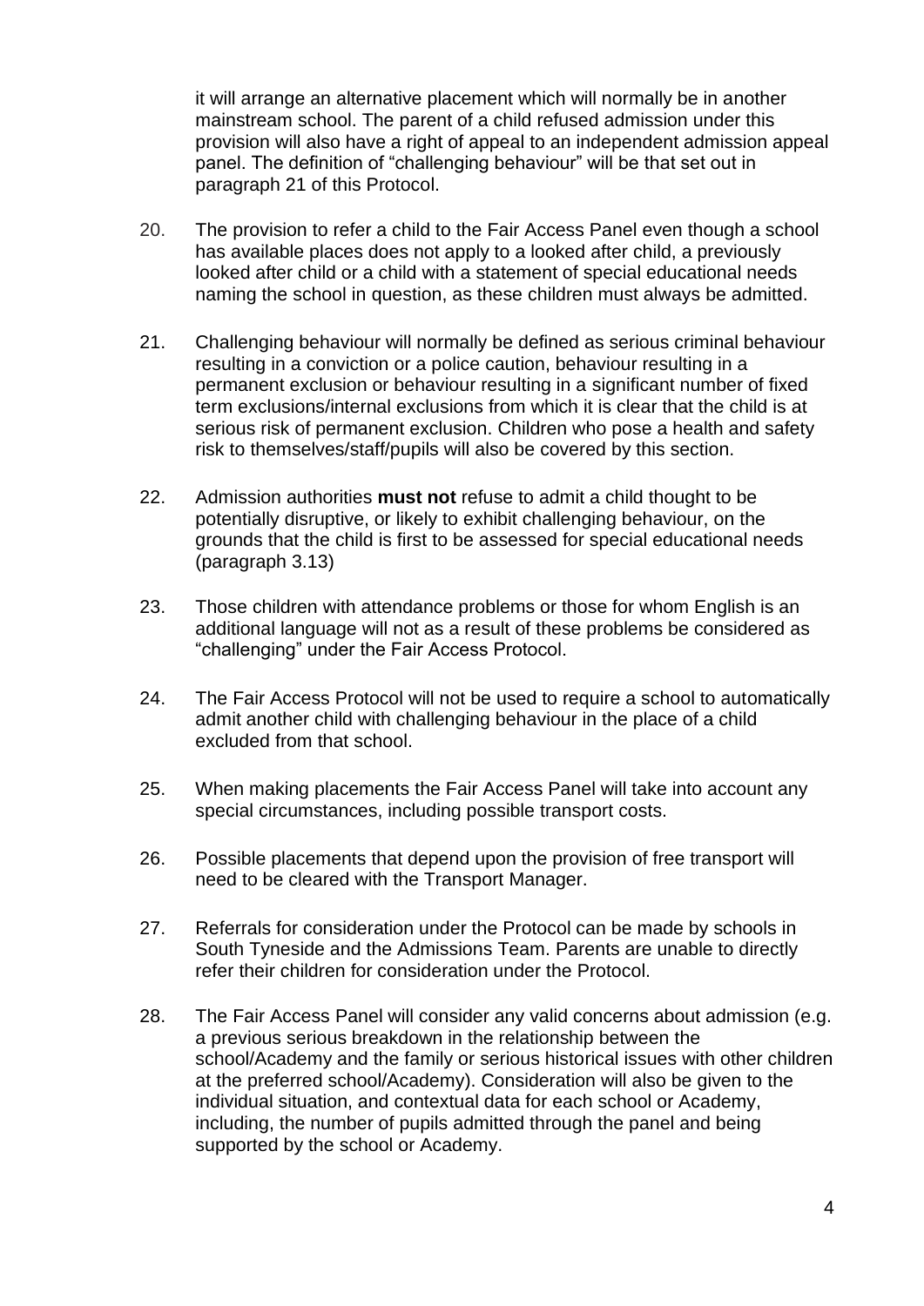it will arrange an alternative placement which will normally be in another mainstream school. The parent of a child refused admission under this provision will also have a right of appeal to an independent admission appeal panel. The definition of "challenging behaviour" will be that set out in paragraph 21 of this Protocol.

20. The provision to refer a child to the Fair Access Panel even though a school has available places does not apply to a looked after child, a previously looked after child or a child with a statement of special educational needs naming the school in question, as these children must always be admitted.

21. Challenging behaviour will normally be defined as serious criminal behaviour resulting in a conviction or a police caution, behaviour resulting in a permanent exclusion or behaviour resulting in a significant number of fixed term exclusions/internal exclusions from which it is clear that the child is at serious risk of permanent exclusion. Children who pose a health and safety risk to themselves/staff/pupils will also be covered by this section.

22. Admission authorities **must not** refuse to admit a child thought to be potentially disruptive, or likely to exhibit challenging behaviour, on the grounds that the child is first to be assessed for special educational needs (paragraph 3.13)

23. Those children with attendance problems or those for whom English is an additional language will not as a result of these problems be considered as "challenging" under the Fair Access Protocol.

24. The Fair Access Protocol will not be used to require a school to automatically admit another child with challenging behaviour in the place of a child excluded from that school.

25. When making placements the Fair Access Panel will take into account any special circumstances, including possible transport costs.

26. Possible placements that depend upon the provision of free transport will need to be cleared with the Transport Manager.

27. Referrals for consideration under the Protocol can be made by schools in South Tyneside and the Admissions Team. Parents are unable to directly refer their children for consideration under the Protocol.

28. The Fair Access Panel will consider any valid concerns about admission (e.g. a previous serious breakdown in the relationship between the school/Academy and the family or serious historical issues with other children at the preferred school/Academy). Consideration will also be given to the individual situation, and contextual data for each school or Academy, including, the number of pupils admitted through the panel and being supported by the school or Academy.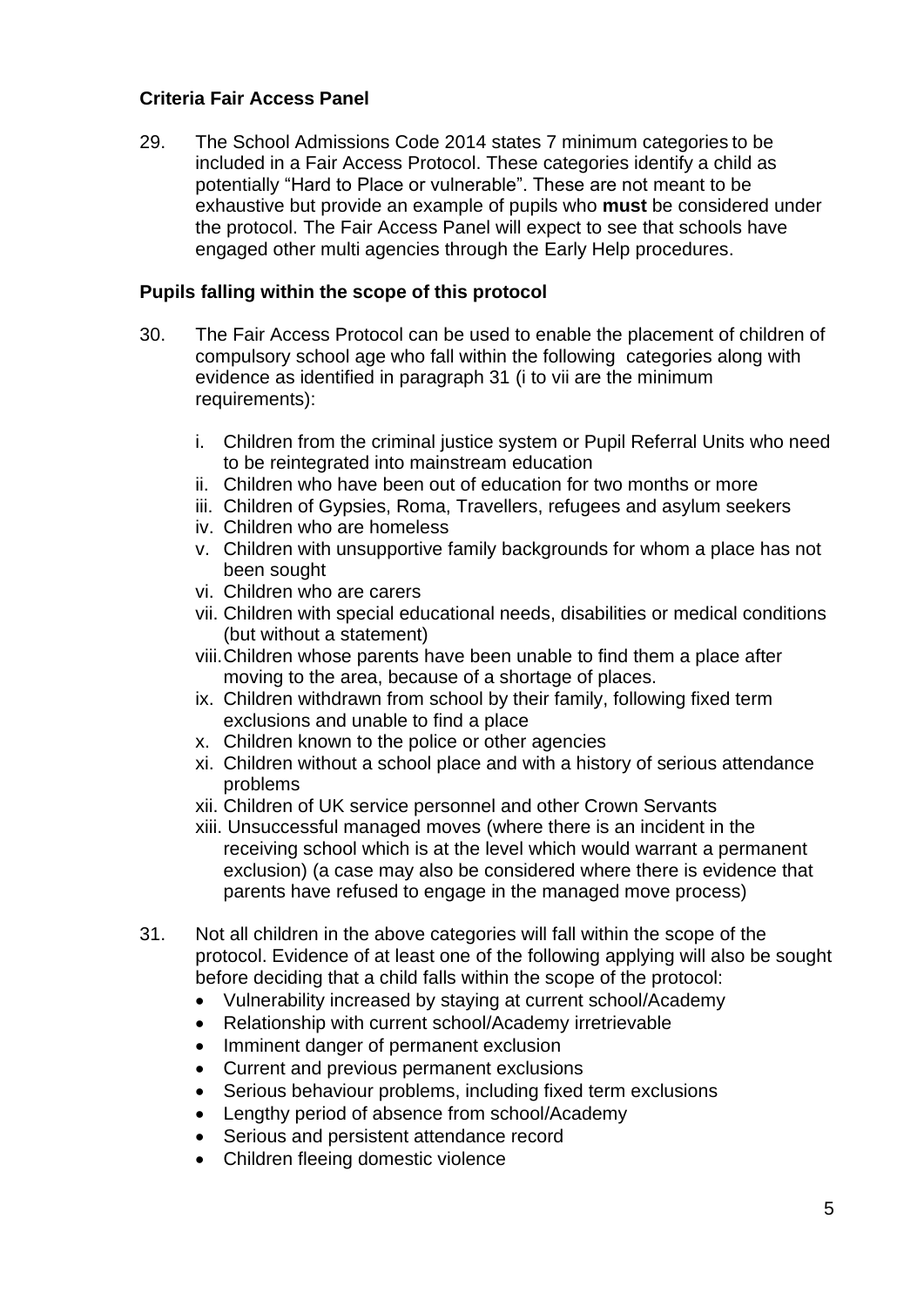### Criteria Fair Access Panel

29. The School Admissions Code 2014 states 7 minimum categories to be included in a Fair Access Protocol. These categories identify a child as potentially "Hard to Place or vulnerable". These are not meant to be exhaustive but provide an example of pupils who **must** be considered under the protocol. The Fair Access Panel will expect to see that schools have engaged other multi agencies through the Early Help procedures.

### Pupils falling within the scope of this protocol

30. The Fair Access Protocol can be used to enable the placement of children of compulsory school age who fall within the following categories along with evidence as identified in paragraph 31 (i to vii are the minimum requirements):

    i. Children from the criminal justice system or Pupil Referral Units who need to be reintegrated into mainstream education
    ii. Children who have been out of education for two months or more
    iii. Children of Gypsies, Roma, Travellers, refugees and asylum seekers
    iv. Children who are homeless
    v. Children with unsupportive family backgrounds for whom a place has not been sought
    vi. Children who are carers
    vii. Children with special educational needs, disabilities or medical conditions (but without a statement)
    viii. Children whose parents have been unable to find them a place after moving to the area, because of a shortage of places.
    ix. Children withdrawn from school by their family, following fixed term exclusions and unable to find a place
    x. Children known to the police or other agencies
    xi. Children without a school place and with a history of serious attendance problems
    xii. Children of UK service personnel and other Crown Servants
    xiii. Unsuccessful managed moves (where there is an incident in the receiving school which is at the level which would warrant a permanent exclusion) (a case may also be considered where there is evidence that parents have refused to engage in the managed move process)

31. Not all children in the above categories will fall within the scope of the protocol. Evidence of at least one of the following applying will also be sought before deciding that a child falls within the scope of the protocol:
    - Vulnerability increased by staying at current school/Academy
    - Relationship with current school/Academy irretrievable
    - Imminent danger of permanent exclusion
    - Current and previous permanent exclusions
    - Serious behaviour problems, including fixed term exclusions
    - Lengthy period of absence from school/Academy
    - Serious and persistent attendance record
    - Children fleeing domestic violence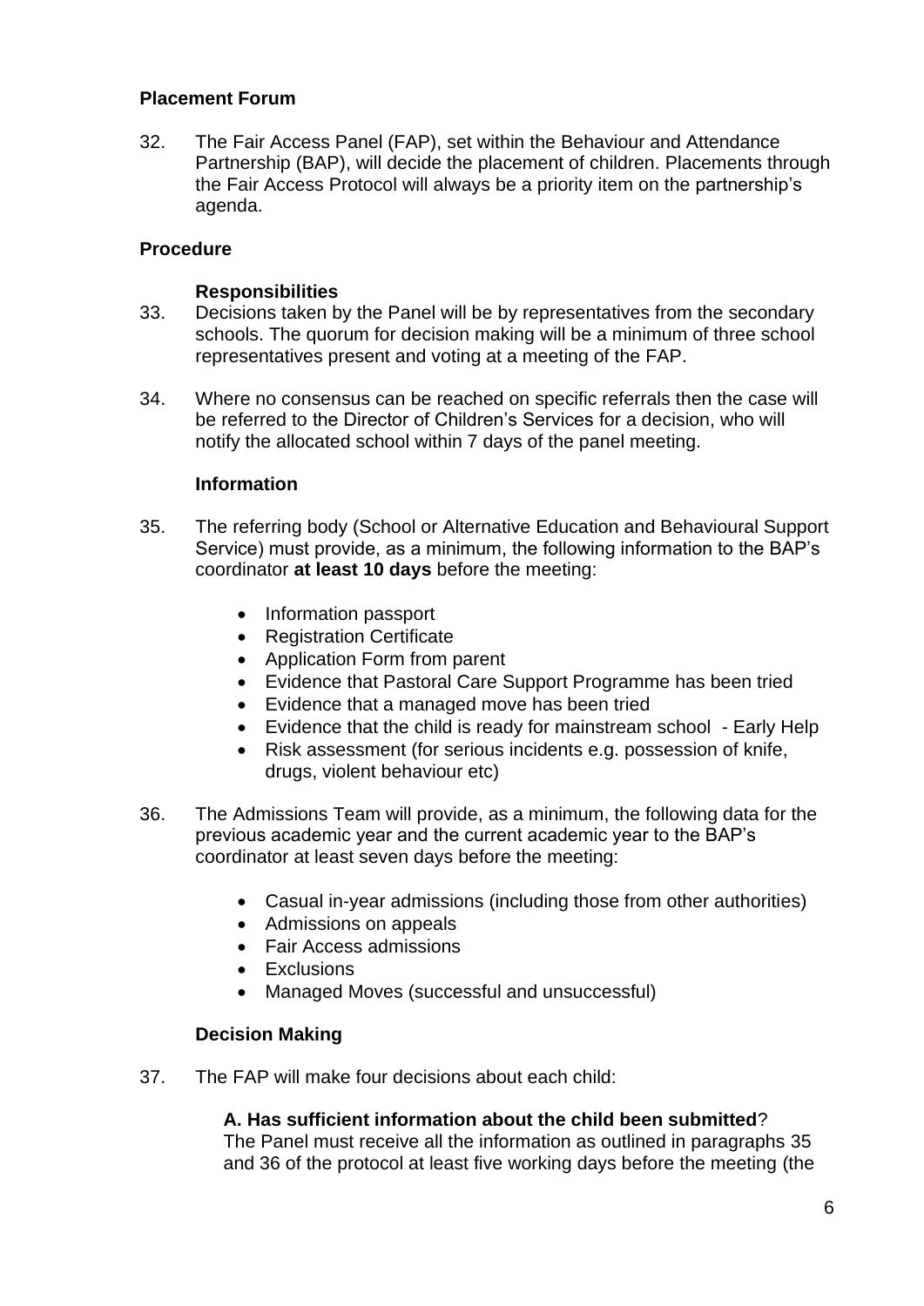## Placement Forum

32. The Fair Access Panel (FAP), set within the Behaviour and Attendance Partnership (BAP), will decide the placement of children. Placements through the Fair Access Protocol will always be a priority item on the partnership's agenda.

## Procedure

### Responsibilities

33. Decisions taken by the Panel will be by representatives from the secondary schools. The quorum for decision making will be a minimum of three school representatives present and voting at a meeting of the FAP.

34. Where no consensus can be reached on specific referrals then the case will be referred to the Director of Children's Services for a decision, who will notify the allocated school within 7 days of the panel meeting.

### Information

35. The referring body (School or Alternative Education and Behavioural Support Service) must provide, as a minimum, the following information to the BAP's coordinator **at least 10 days** before the meeting:

    - Information passport
    - Registration Certificate
    - Application Form from parent
    - Evidence that Pastoral Care Support Programme has been tried
    - Evidence that a managed move has been tried
    - Evidence that the child is ready for mainstream school - Early Help
    - Risk assessment (for serious incidents e.g. possession of knife, drugs, violent behaviour etc)

36. The Admissions Team will provide, as a minimum, the following data for the previous academic year and the current academic year to the BAP's coordinator at least seven days before the meeting:

    - Casual in-year admissions (including those from other authorities)
    - Admissions on appeals
    - Fair Access admissions
    - Exclusions
    - Managed Moves (successful and unsuccessful)

### Decision Making

37. The FAP will make four decisions about each child:

    **A. Has sufficient information about the child been submitted**?
    The Panel must receive all the information as outlined in paragraphs 35 and 36 of the protocol at least five working days before the meeting (the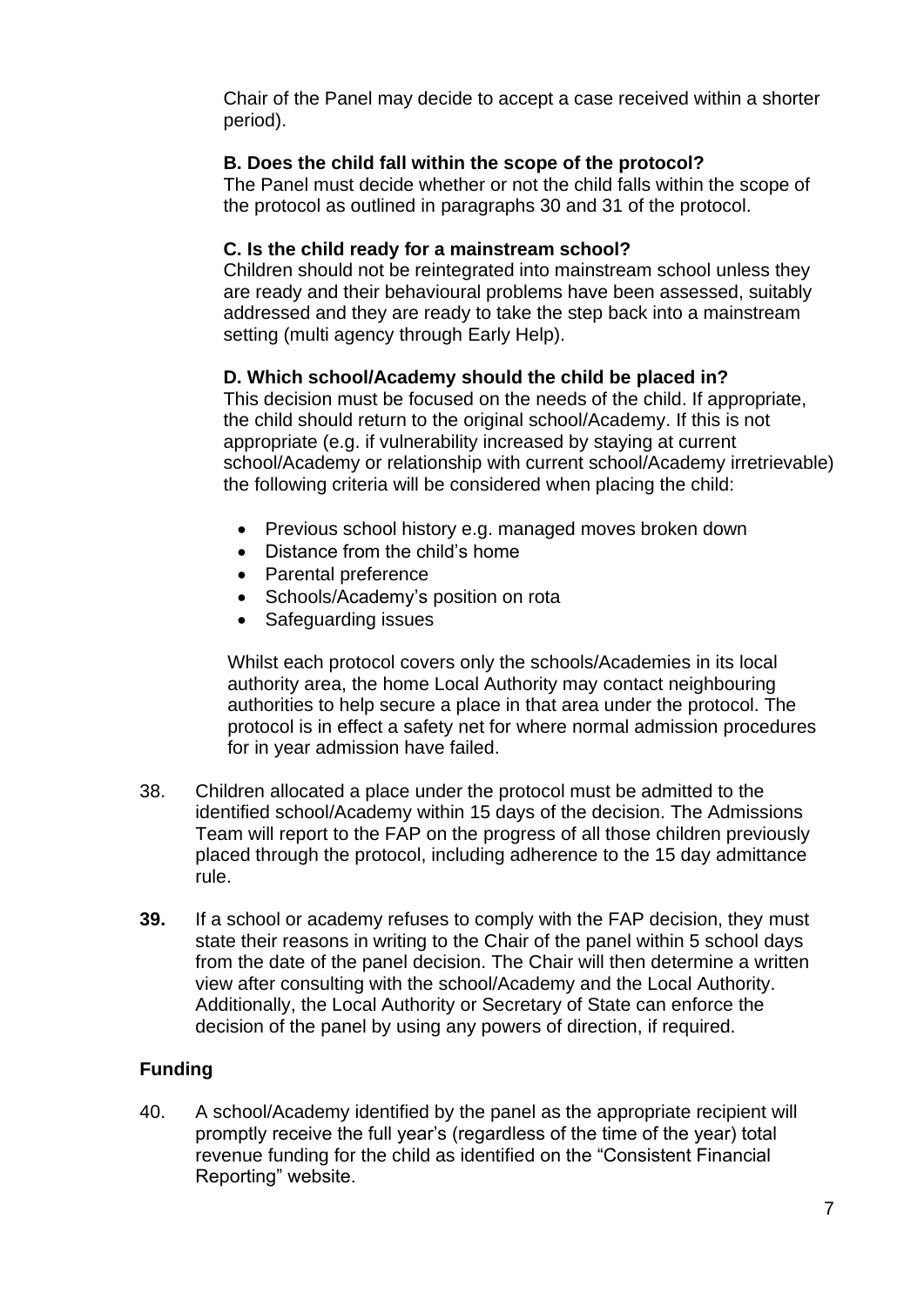Chair of the Panel may decide to accept a case received within a shorter period).

**B. Does the child fall within the scope of the protocol?**
The Panel must decide whether or not the child falls within the scope of the protocol as outlined in paragraphs 30 and 31 of the protocol.

**C. Is the child ready for a mainstream school?**
Children should not be reintegrated into mainstream school unless they are ready and their behavioural problems have been assessed, suitably addressed and they are ready to take the step back into a mainstream setting (multi agency through Early Help).

**D. Which school/Academy should the child be placed in?**
This decision must be focused on the needs of the child. If appropriate, the child should return to the original school/Academy. If this is not appropriate (e.g. if vulnerability increased by staying at current school/Academy or relationship with current school/Academy irretrievable) the following criteria will be considered when placing the child:

- Previous school history e.g. managed moves broken down
- Distance from the child's home
- Parental preference
- Schools/Academy's position on rota
- Safeguarding issues

Whilst each protocol covers only the schools/Academies in its local authority area, the home Local Authority may contact neighbouring authorities to help secure a place in that area under the protocol. The protocol is in effect a safety net for where normal admission procedures for in year admission have failed.

38. Children allocated a place under the protocol must be admitted to the identified school/Academy within 15 days of the decision. The Admissions Team will report to the FAP on the progress of all those children previously placed through the protocol, including adherence to the 15 day admittance rule.

**39.** If a school or academy refuses to comply with the FAP decision, they must state their reasons in writing to the Chair of the panel within 5 school days from the date of the panel decision. The Chair will then determine a written view after consulting with the school/Academy and the Local Authority. Additionally, the Local Authority or Secretary of State can enforce the decision of the panel by using any powers of direction, if required.

**Funding**

40. A school/Academy identified by the panel as the appropriate recipient will promptly receive the full year's (regardless of the time of the year) total revenue funding for the child as identified on the "Consistent Financial Reporting" website.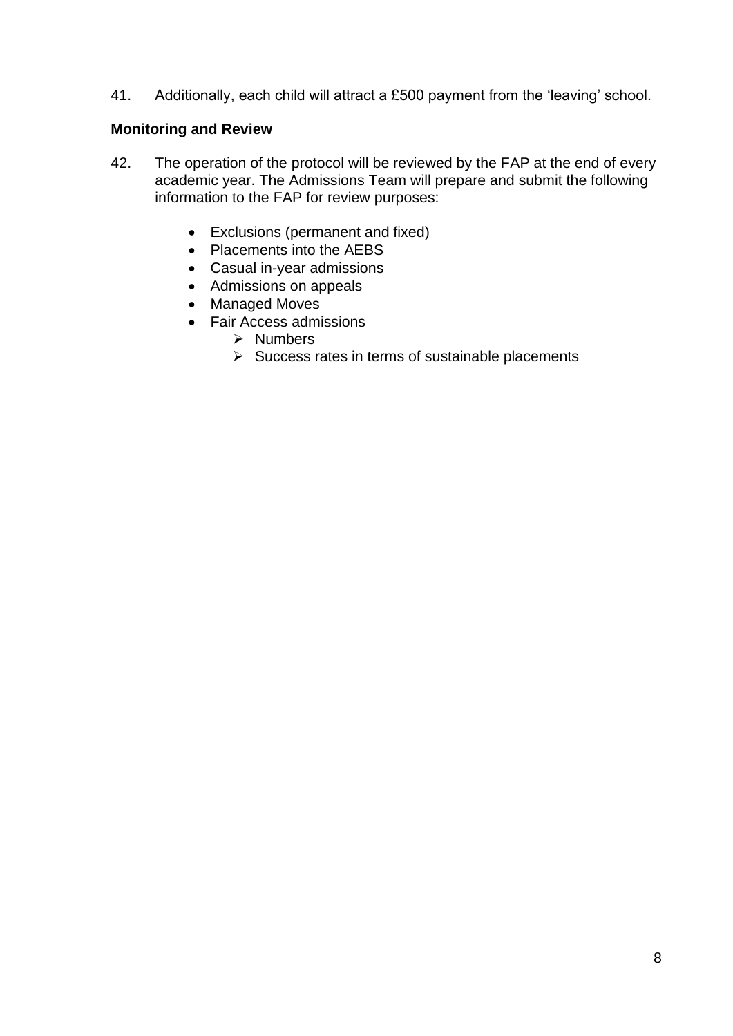41. Additionally, each child will attract a £500 payment from the 'leaving' school.

**Monitoring and Review**

42. The operation of the protocol will be reviewed by the FAP at the end of every academic year. The Admissions Team will prepare and submit the following information to the FAP for review purposes:

    - Exclusions (permanent and fixed)
    - Placements into the AEBS
    - Casual in-year admissions
    - Admissions on appeals
    - Managed Moves
    - Fair Access admissions
        - Numbers
        - Success rates in terms of sustainable placements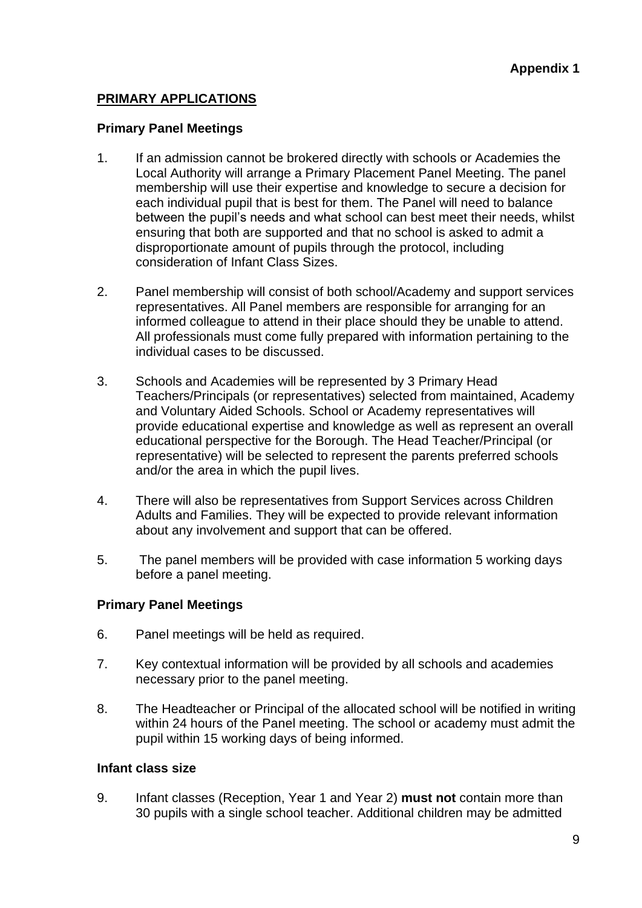**Appendix 1**

## PRIMARY APPLICATIONS

### Primary Panel Meetings

1. If an admission cannot be brokered directly with schools or Academies the Local Authority will arrange a Primary Placement Panel Meeting. The panel membership will use their expertise and knowledge to secure a decision for each individual pupil that is best for them. The Panel will need to balance between the pupil's needs and what school can best meet their needs, whilst ensuring that both are supported and that no school is asked to admit a disproportionate amount of pupils through the protocol, including consideration of Infant Class Sizes.

2. Panel membership will consist of both school/Academy and support services representatives. All Panel members are responsible for arranging for an informed colleague to attend in their place should they be unable to attend. All professionals must come fully prepared with information pertaining to the individual cases to be discussed.

3. Schools and Academies will be represented by 3 Primary Head Teachers/Principals (or representatives) selected from maintained, Academy and Voluntary Aided Schools. School or Academy representatives will provide educational expertise and knowledge as well as represent an overall educational perspective for the Borough. The Head Teacher/Principal (or representative) will be selected to represent the parents preferred schools and/or the area in which the pupil lives.

4. There will also be representatives from Support Services across Children Adults and Families. They will be expected to provide relevant information about any involvement and support that can be offered.

5. The panel members will be provided with case information 5 working days before a panel meeting.

### Primary Panel Meetings

6. Panel meetings will be held as required.

7. Key contextual information will be provided by all schools and academies necessary prior to the panel meeting.

8. The Headteacher or Principal of the allocated school will be notified in writing within 24 hours of the Panel meeting. The school or academy must admit the pupil within 15 working days of being informed.

### Infant class size

9. Infant classes (Reception, Year 1 and Year 2) **must not** contain more than 30 pupils with a single school teacher. Additional children may be admitted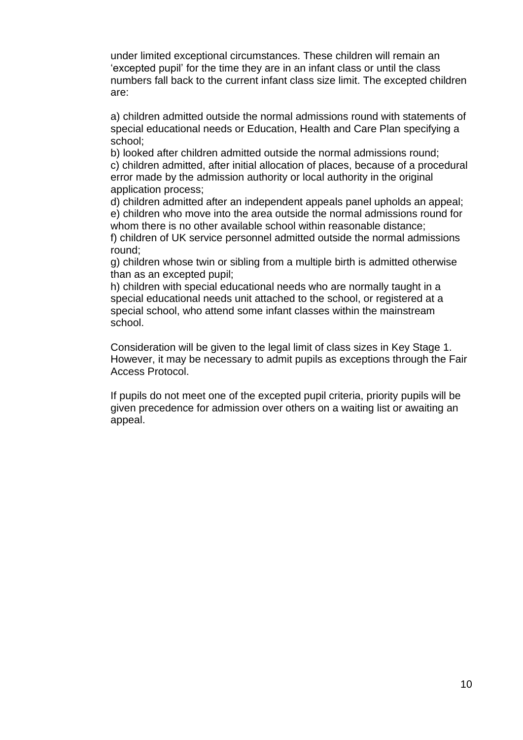under limited exceptional circumstances. These children will remain an 'excepted pupil' for the time they are in an infant class or until the class numbers fall back to the current infant class size limit. The excepted children are:

a) children admitted outside the normal admissions round with statements of special educational needs or Education, Health and Care Plan specifying a school;
b) looked after children admitted outside the normal admissions round;
c) children admitted, after initial allocation of places, because of a procedural error made by the admission authority or local authority in the original application process;
d) children admitted after an independent appeals panel upholds an appeal;
e) children who move into the area outside the normal admissions round for whom there is no other available school within reasonable distance;
f) children of UK service personnel admitted outside the normal admissions round;
g) children whose twin or sibling from a multiple birth is admitted otherwise than as an excepted pupil;
h) children with special educational needs who are normally taught in a special educational needs unit attached to the school, or registered at a special school, who attend some infant classes within the mainstream school.

Consideration will be given to the legal limit of class sizes in Key Stage 1. However, it may be necessary to admit pupils as exceptions through the Fair Access Protocol.

If pupils do not meet one of the excepted pupil criteria, priority pupils will be given precedence for admission over others on a waiting list or awaiting an appeal.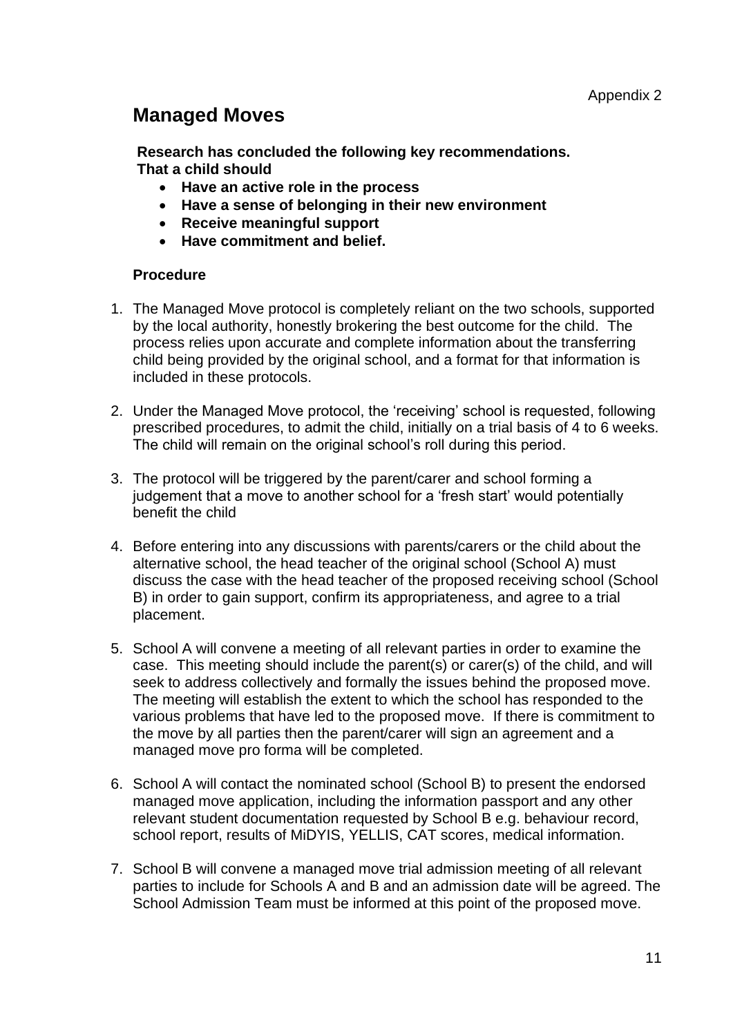Appendix 2

# Managed Moves

**Research has concluded the following key recommendations. That a child should**

- **Have an active role in the process**
- **Have a sense of belonging in their new environment**
- **Receive meaningful support**
- **Have commitment and belief.**

**Procedure**

1. The Managed Move protocol is completely reliant on the two schools, supported by the local authority, honestly brokering the best outcome for the child. The process relies upon accurate and complete information about the transferring child being provided by the original school, and a format for that information is included in these protocols.

2. Under the Managed Move protocol, the 'receiving' school is requested, following prescribed procedures, to admit the child, initially on a trial basis of 4 to 6 weeks. The child will remain on the original school's roll during this period.

3. The protocol will be triggered by the parent/carer and school forming a judgement that a move to another school for a 'fresh start' would potentially benefit the child

4. Before entering into any discussions with parents/carers or the child about the alternative school, the head teacher of the original school (School A) must discuss the case with the head teacher of the proposed receiving school (School B) in order to gain support, confirm its appropriateness, and agree to a trial placement.

5. School A will convene a meeting of all relevant parties in order to examine the case. This meeting should include the parent(s) or carer(s) of the child, and will seek to address collectively and formally the issues behind the proposed move. The meeting will establish the extent to which the school has responded to the various problems that have led to the proposed move. If there is commitment to the move by all parties then the parent/carer will sign an agreement and a managed move pro forma will be completed.

6. School A will contact the nominated school (School B) to present the endorsed managed move application, including the information passport and any other relevant student documentation requested by School B e.g. behaviour record, school report, results of MiDYIS, YELLIS, CAT scores, medical information.

7. School B will convene a managed move trial admission meeting of all relevant parties to include for Schools A and B and an admission date will be agreed. The School Admission Team must be informed at this point of the proposed move.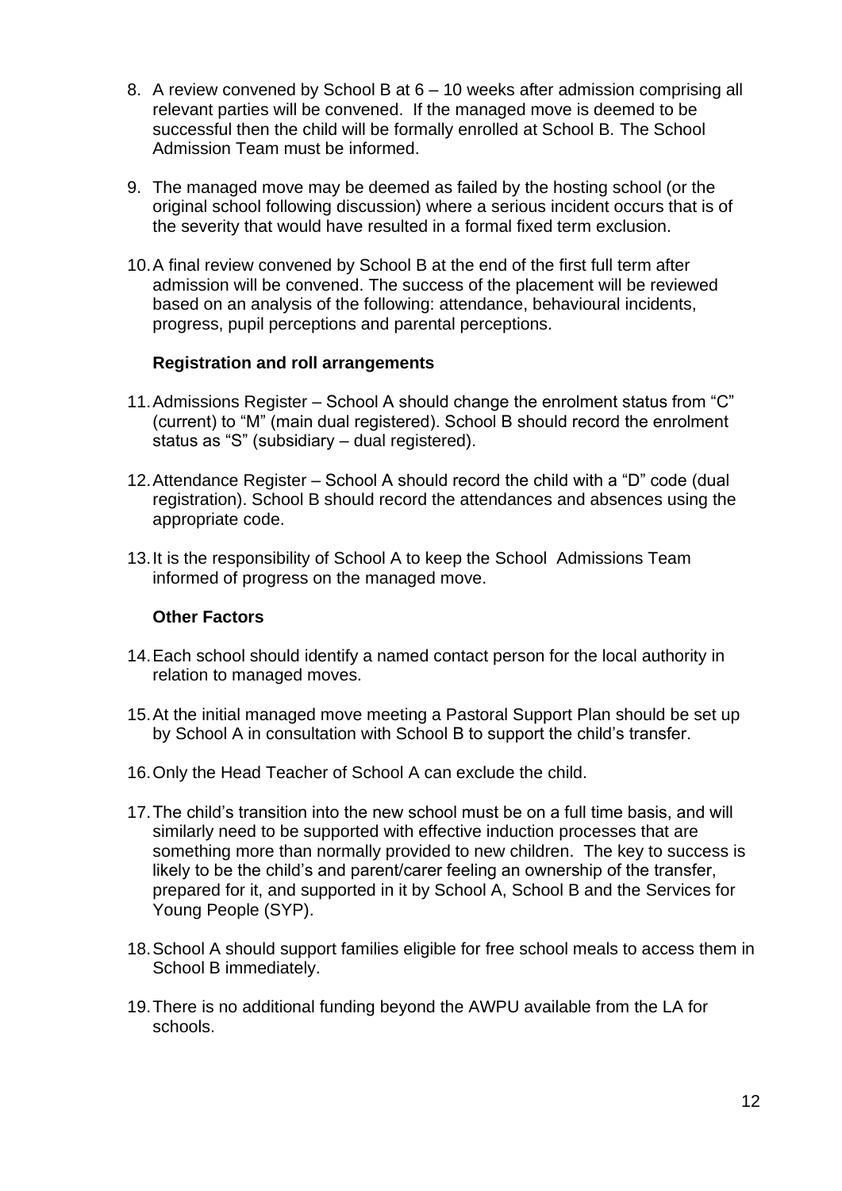8. A review convened by School B at 6 – 10 weeks after admission comprising all relevant parties will be convened. If the managed move is deemed to be successful then the child will be formally enrolled at School B. The School Admission Team must be informed.

9. The managed move may be deemed as failed by the hosting school (or the original school following discussion) where a serious incident occurs that is of the severity that would have resulted in a formal fixed term exclusion.

10. A final review convened by School B at the end of the first full term after admission will be convened. The success of the placement will be reviewed based on an analysis of the following: attendance, behavioural incidents, progress, pupil perceptions and parental perceptions.

**Registration and roll arrangements**

11. Admissions Register – School A should change the enrolment status from "C" (current) to "M" (main dual registered). School B should record the enrolment status as "S" (subsidiary – dual registered).

12. Attendance Register – School A should record the child with a "D" code (dual registration). School B should record the attendances and absences using the appropriate code.

13. It is the responsibility of School A to keep the School Admissions Team informed of progress on the managed move.

**Other Factors**

14. Each school should identify a named contact person for the local authority in relation to managed moves.

15. At the initial managed move meeting a Pastoral Support Plan should be set up by School A in consultation with School B to support the child's transfer.

16. Only the Head Teacher of School A can exclude the child.

17. The child's transition into the new school must be on a full time basis, and will similarly need to be supported with effective induction processes that are something more than normally provided to new children. The key to success is likely to be the child's and parent/carer feeling an ownership of the transfer, prepared for it, and supported in it by School A, School B and the Services for Young People (SYP).

18. School A should support families eligible for free school meals to access them in School B immediately.

19. There is no additional funding beyond the AWPU available from the LA for schools.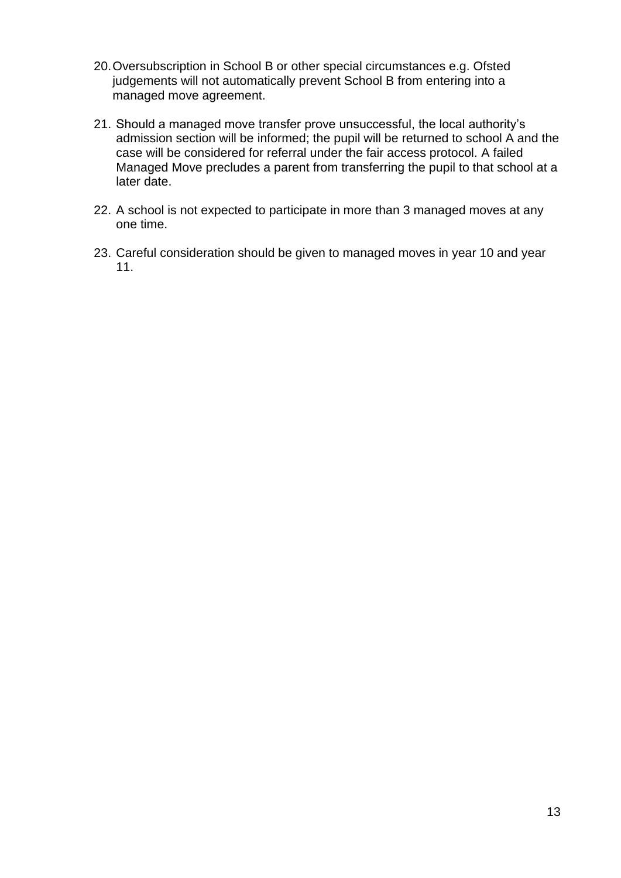20. Oversubscription in School B or other special circumstances e.g. Ofsted judgements will not automatically prevent School B from entering into a managed move agreement.

21. Should a managed move transfer prove unsuccessful, the local authority's admission section will be informed; the pupil will be returned to school A and the case will be considered for referral under the fair access protocol. A failed Managed Move precludes a parent from transferring the pupil to that school at a later date.

22. A school is not expected to participate in more than 3 managed moves at any one time.

23. Careful consideration should be given to managed moves in year 10 and year 11.